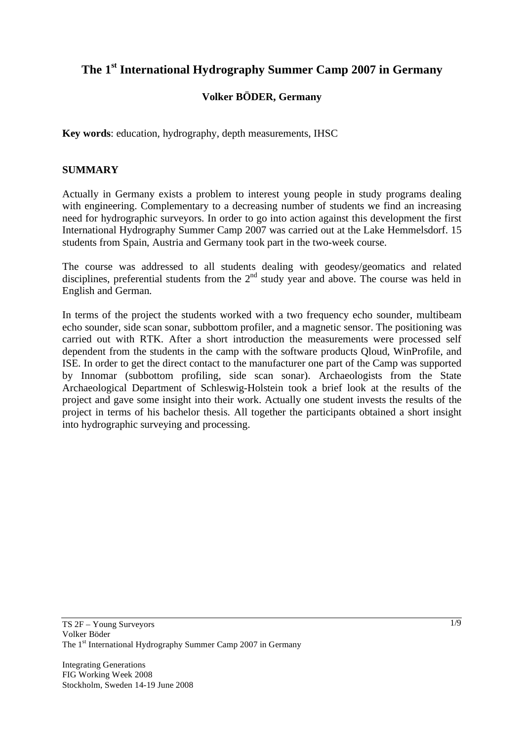# The 1st International Hydrography Summer Camp 2007 in Germany

**Volker BÖDER, Germany**

**Key words**: education, hydrography, depth measurements, IHSC

## SUMMARY

Actually in Germany exists a problem to interest young people in study programs dealing with engineering. Complementary to a decreasing number of students we find an increasing need for hydrographic surveyors. In order to go into action against this development the first International Hydrography Summer Camp 2007 was carried out at the Lake Hemmelsdorf. 15 students from Spain, Austria and Germany took part in the two-week course.

The course was addressed to all students dealing with geodesy/geomatics and related disciplines, preferential students from the 2nd study year and above. The course was held in English and German.

In terms of the project the students worked with a two frequency echo sounder, multibeam echo sounder, side scan sonar, subbottom profiler, and a magnetic sensor. The positioning was carried out with RTK. After a short introduction the measurements were processed self dependent from the students in the camp with the software products Qloud, WinProfile, and ISE. In order to get the direct contact to the manufacturer one part of the Camp was supported by Innomar (subbottom profiling, side scan sonar). Archaeologists from the State Archaeological Department of Schleswig-Holstein took a brief look at the results of the project and gave some insight into their work. Actually one student invests the results of the project in terms of his bachelor thesis. All together the participants obtained a short insight into hydrographic surveying and processing.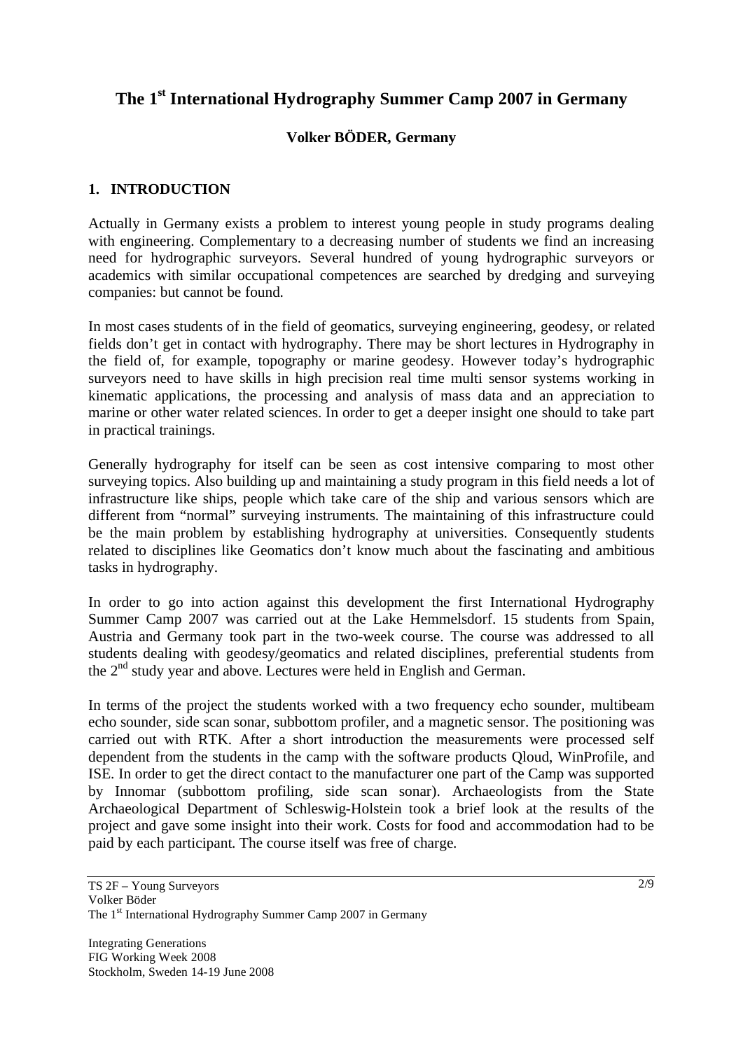# The 1st International Hydrography Summer Camp 2007 in Germany

**Volker BÖDER, Germany**

## 1. INTRODUCTION

Actually in Germany exists a problem to interest young people in study programs dealing with engineering. Complementary to a decreasing number of students we find an increasing need for hydrographic surveyors. Several hundred of young hydrographic surveyors or academics with similar occupational competences are searched by dredging and surveying companies: but cannot be found.

In most cases students of in the field of geomatics, surveying engineering, geodesy, or related fields don't get in contact with hydrography. There may be short lectures in Hydrography in the field of, for example, topography or marine geodesy. However today's hydrographic surveyors need to have skills in high precision real time multi sensor systems working in kinematic applications, the processing and analysis of mass data and an appreciation to marine or other water related sciences. In order to get a deeper insight one should to take part in practical trainings.

Generally hydrography for itself can be seen as cost intensive comparing to most other surveying topics. Also building up and maintaining a study program in this field needs a lot of infrastructure like ships, people which take care of the ship and various sensors which are different from "normal" surveying instruments. The maintaining of this infrastructure could be the main problem by establishing hydrography at universities. Consequently students related to disciplines like Geomatics don't know much about the fascinating and ambitious tasks in hydrography.

In order to go into action against this development the first International Hydrography Summer Camp 2007 was carried out at the Lake Hemmelsdorf. 15 students from Spain, Austria and Germany took part in the two-week course. The course was addressed to all students dealing with geodesy/geomatics and related disciplines, preferential students from the 2nd study year and above. Lectures were held in English and German.

In terms of the project the students worked with a two frequency echo sounder, multibeam echo sounder, side scan sonar, subbottom profiler, and a magnetic sensor. The positioning was carried out with RTK. After a short introduction the measurements were processed self dependent from the students in the camp with the software products Qloud, WinProfile, and ISE. In order to get the direct contact to the manufacturer one part of the Camp was supported by Innomar (subbottom profiling, side scan sonar). Archaeologists from the State Archaeological Department of Schleswig-Holstein took a brief look at the results of the project and gave some insight into their work. Costs for food and accommodation had to be paid by each participant. The course itself was free of charge.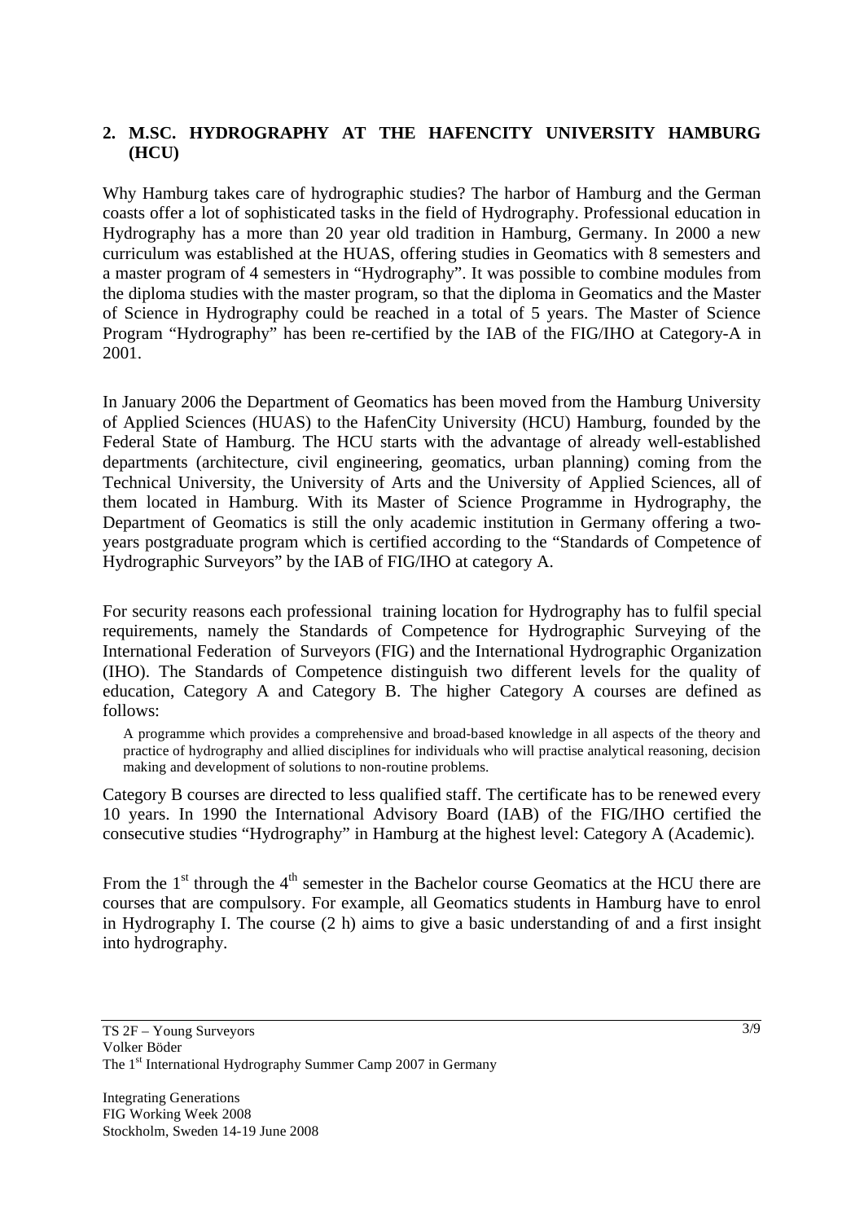## 2. M.SC. HYDROGRAPHY AT THE HAFENCITY UNIVERSITY HAMBURG (HCU)

Why Hamburg takes care of hydrographic studies? The harbor of Hamburg and the German coasts offer a lot of sophisticated tasks in the field of Hydrography. Professional education in Hydrography has a more than 20 year old tradition in Hamburg, Germany. In 2000 a new curriculum was established at the HUAS, offering studies in Geomatics with 8 semesters and a master program of 4 semesters in "Hydrography". It was possible to combine modules from the diploma studies with the master program, so that the diploma in Geomatics and the Master of Science in Hydrography could be reached in a total of 5 years. The Master of Science Program "Hydrography" has been re-certified by the IAB of the FIG/IHO at Category-A in 2001.

In January 2006 the Department of Geomatics has been moved from the Hamburg University of Applied Sciences (HUAS) to the HafenCity University (HCU) Hamburg, founded by the Federal State of Hamburg. The HCU starts with the advantage of already well-established departments (architecture, civil engineering, geomatics, urban planning) coming from the Technical University, the University of Arts and the University of Applied Sciences, all of them located in Hamburg. With its Master of Science Programme in Hydrography, the Department of Geomatics is still the only academic institution in Germany offering a two-years postgraduate program which is certified according to the "Standards of Competence of Hydrographic Surveyors" by the IAB of FIG/IHO at category A.

For security reasons each professional training location for Hydrography has to fulfil special requirements, namely the Standards of Competence for Hydrographic Surveying of the International Federation of Surveyors (FIG) and the International Hydrographic Organization (IHO). The Standards of Competence distinguish two different levels for the quality of education, Category A and Category B. The higher Category A courses are defined as follows:

> A programme which provides a comprehensive and broad-based knowledge in all aspects of the theory and practice of hydrography and allied disciplines for individuals who will practise analytical reasoning, decision making and development of solutions to non-routine problems.

Category B courses are directed to less qualified staff. The certificate has to be renewed every 10 years. In 1990 the International Advisory Board (IAB) of the FIG/IHO certified the consecutive studies "Hydrography" in Hamburg at the highest level: Category A (Academic).

From the 1st through the 4th semester in the Bachelor course Geomatics at the HCU there are courses that are compulsory. For example, all Geomatics students in Hamburg have to enrol in Hydrography I. The course (2 h) aims to give a basic understanding of and a first insight into hydrography.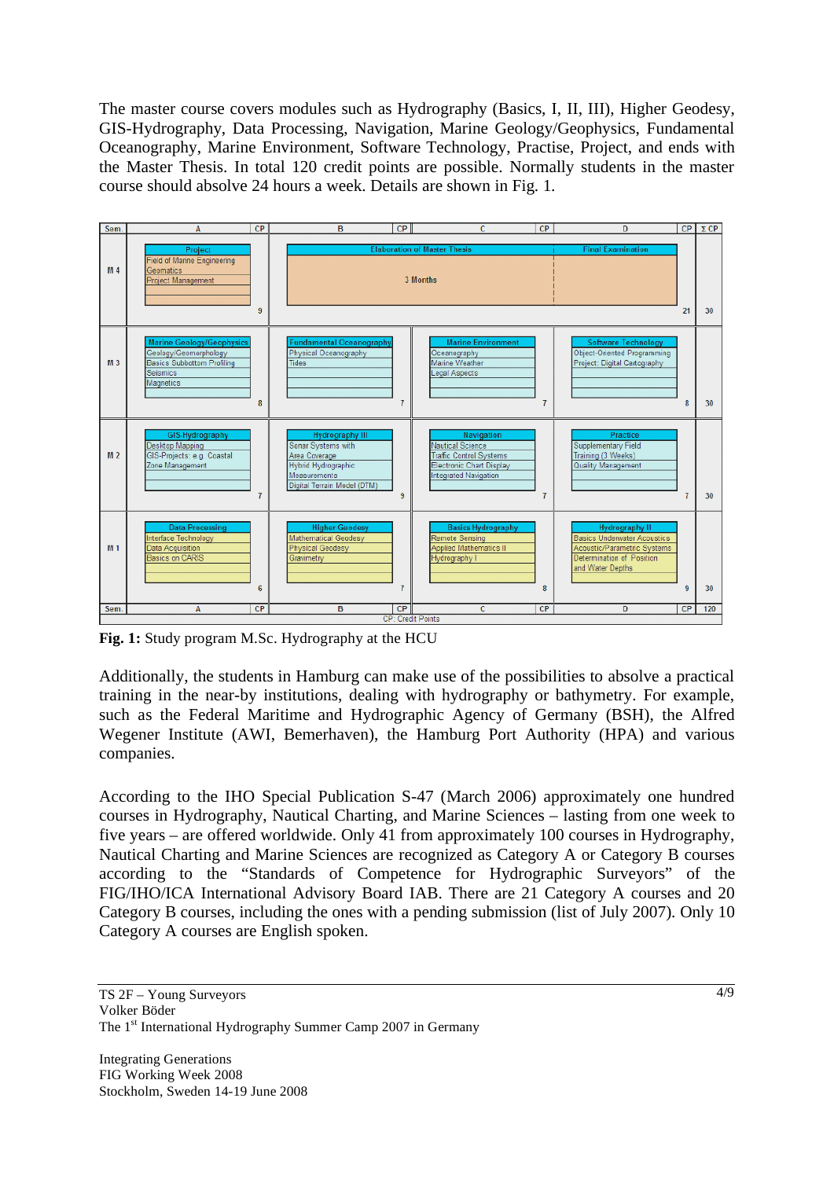The master course covers modules such as Hydrography (Basics, I, II, III), Higher Geodesy, GIS-Hydrography, Data Processing, Navigation, Marine Geology/Geophysics, Fundamental Oceanography, Marine Environment, Software Technology, Practise, Project, and ends with the Master Thesis. In total 120 credit points are possible. Normally students in the master course should absolve 24 hours a week. Details are shown in Fig. 1.

| Sem. | A | CP | B | CP | C | CP | D | CP | Σ CP |
|---|---|---|---|---|---|---|---|---|---|
| M 4 | **Project**<br>Field of Marine Engineering<br>Geomatics<br>Project Management | 9 | **Elaboration of Master Thesis**<br>3 Months | | | | **Final Examination** | 21 | 30 |
| M 3 | **Marine Geology/Geophysics**<br>Geology/Geomorphology<br>Basics Subbottom Profiling<br>Seismics<br>Magnetics | 8 | **Fundamental Oceanography**<br>Physical Oceanography<br>Tides | 7 | **Marine Environment**<br>Oceanography<br>Marine Weather<br>Legal Aspects | 7 | **Software Technology**<br>Object-Oriented Programming<br>Project: Digital Cartography | 8 | 30 |
| M 2 | **GIS-Hydrography**<br>Desktop Mapping<br>GIS-Projects: e.g. Coastal Zone Management | 7 | **Hydrography III**<br>Sonar Systems with Area Coverage<br>Hybrid Hydrographic Measurements<br>Digital Terrain Model (DTM) | 9 | **Navigation**<br>Nautical Science<br>Traffic Control Systems<br>Electronic Chart Display<br>Integrated Navigation | 7 | **Practice**<br>Supplementary Field Training (3 Weeks)<br>Quality Management | 7 | 30 |
| M 1 | **Data Processing**<br>Interface Technology<br>Data Acquisition<br>Basics on CARIS | 6 | **Higher Geodesy**<br>Mathematical Geodesy<br>Physical Geodesy<br>Gravimetry | 7 | **Basics Hydrography**<br>Remote Sensing<br>Applied Mathematics II<br>Hydrography I | 8 | **Hydrography II**<br>Basics Underwater Acoustics<br>Acoustic/Parametric Systems<br>Determination of Position and Water Depths | 9 | 30 |
| Sem. | A | CP | B | CP | C | CP | D | CP | 120 |

CP: Credit Points

**Fig. 1:** Study program M.Sc. Hydrography at the HCU

Additionally, the students in Hamburg can make use of the possibilities to absolve a practical training in the near-by institutions, dealing with hydrography or bathymetry. For example, such as the Federal Maritime and Hydrographic Agency of Germany (BSH), the Alfred Wegener Institute (AWI, Bemerhaven), the Hamburg Port Authority (HPA) and various companies.

According to the IHO Special Publication S-47 (March 2006) approximately one hundred courses in Hydrography, Nautical Charting, and Marine Sciences – lasting from one week to five years – are offered worldwide. Only 41 from approximately 100 courses in Hydrography, Nautical Charting and Marine Sciences are recognized as Category A or Category B courses according to the "Standards of Competence for Hydrographic Surveyors" of the FIG/IHO/ICA International Advisory Board IAB. There are 21 Category A courses and 20 Category B courses, including the ones with a pending submission (list of July 2007). Only 10 Category A courses are English spoken.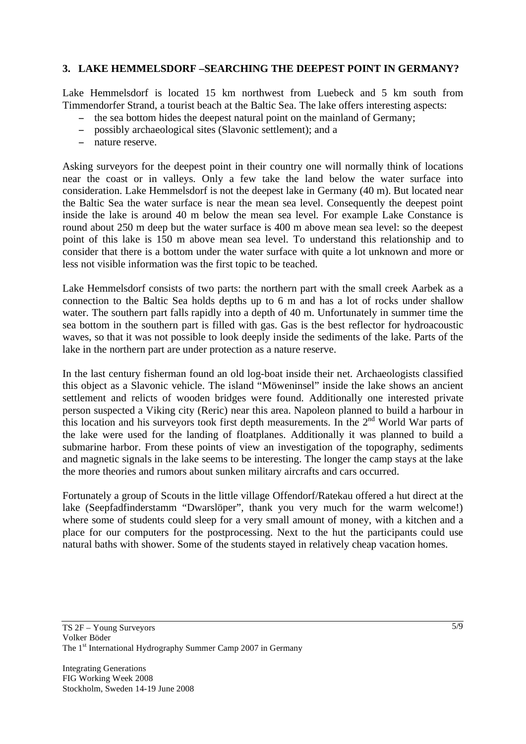## 3. LAKE HEMMELSDORF –SEARCHING THE DEEPEST POINT IN GERMANY?

Lake Hemmelsdorf is located 15 km northwest from Luebeck and 5 km south from Timmendorfer Strand, a tourist beach at the Baltic Sea. The lake offers interesting aspects:

- the sea bottom hides the deepest natural point on the mainland of Germany;
- possibly archaeological sites (Slavonic settlement); and a
- nature reserve.

Asking surveyors for the deepest point in their country one will normally think of locations near the coast or in valleys. Only a few take the land below the water surface into consideration. Lake Hemmelsdorf is not the deepest lake in Germany (40 m). But located near the Baltic Sea the water surface is near the mean sea level. Consequently the deepest point inside the lake is around 40 m below the mean sea level. For example Lake Constance is round about 250 m deep but the water surface is 400 m above mean sea level: so the deepest point of this lake is 150 m above mean sea level. To understand this relationship and to consider that there is a bottom under the water surface with quite a lot unknown and more or less not visible information was the first topic to be teached.

Lake Hemmelsdorf consists of two parts: the northern part with the small creek Aarbek as a connection to the Baltic Sea holds depths up to 6 m and has a lot of rocks under shallow water. The southern part falls rapidly into a depth of 40 m. Unfortunately in summer time the sea bottom in the southern part is filled with gas. Gas is the best reflector for hydroacoustic waves, so that it was not possible to look deeply inside the sediments of the lake. Parts of the lake in the northern part are under protection as a nature reserve.

In the last century fisherman found an old log-boat inside their net. Archaeologists classified this object as a Slavonic vehicle. The island "Möweninsel" inside the lake shows an ancient settlement and relicts of wooden bridges were found. Additionally one interested private person suspected a Viking city (Reric) near this area. Napoleon planned to build a harbour in this location and his surveyors took first depth measurements. In the 2nd World War parts of the lake were used for the landing of floatplanes. Additionally it was planned to build a submarine harbor. From these points of view an investigation of the topography, sediments and magnetic signals in the lake seems to be interesting. The longer the camp stays at the lake the more theories and rumors about sunken military aircrafts and cars occurred.

Fortunately a group of Scouts in the little village Offendorf/Ratekau offered a hut direct at the lake (Seepfadfinderstamm "Dwarslöper", thank you very much for the warm welcome!) where some of students could sleep for a very small amount of money, with a kitchen and a place for our computers for the postprocessing. Next to the hut the participants could use natural baths with shower. Some of the students stayed in relatively cheap vacation homes.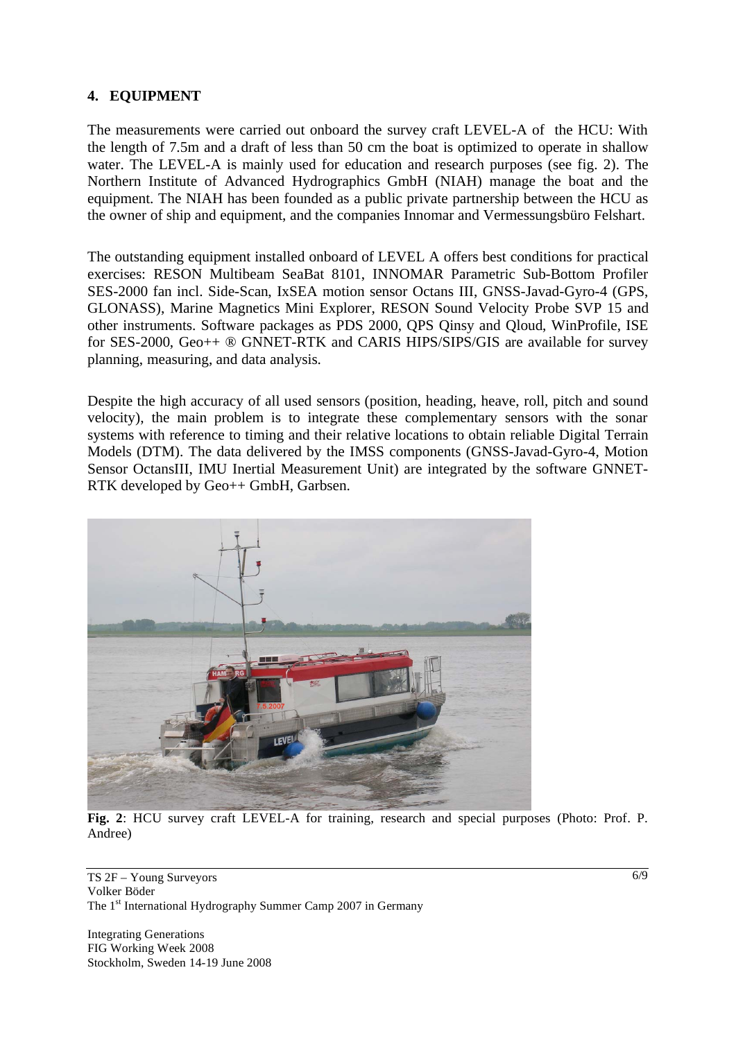## 4. EQUIPMENT

The measurements were carried out onboard the survey craft LEVEL-A of the HCU: With the length of 7.5m and a draft of less than 50 cm the boat is optimized to operate in shallow water. The LEVEL-A is mainly used for education and research purposes (see fig. 2). The Northern Institute of Advanced Hydrographics GmbH (NIAH) manage the boat and the equipment. The NIAH has been founded as a public private partnership between the HCU as the owner of ship and equipment, and the companies Innomar and Vermessungsbüro Felshart.

The outstanding equipment installed onboard of LEVEL A offers best conditions for practical exercises: RESON Multibeam SeaBat 8101, INNOMAR Parametric Sub-Bottom Profiler SES-2000 fan incl. Side-Scan, IxSEA motion sensor Octans III, GNSS-Javad-Gyro-4 (GPS, GLONASS), Marine Magnetics Mini Explorer, RESON Sound Velocity Probe SVP 15 and other instruments. Software packages as PDS 2000, QPS Qinsy and Qloud, WinProfile, ISE for SES-2000, Geo++ ® GNNET-RTK and CARIS HIPS/SIPS/GIS are available for survey planning, measuring, and data analysis.

Despite the high accuracy of all used sensors (position, heading, heave, roll, pitch and sound velocity), the main problem is to integrate these complementary sensors with the sonar systems with reference to timing and their relative locations to obtain reliable Digital Terrain Models (DTM). The data delivered by the IMSS components (GNSS-Javad-Gyro-4, Motion Sensor OctansIII, IMU Inertial Measurement Unit) are integrated by the software GNNET-RTK developed by Geo++ GmbH, Garbsen.

**Fig. 2**: HCU survey craft LEVEL-A for training, research and special purposes (Photo: Prof. P. Andree)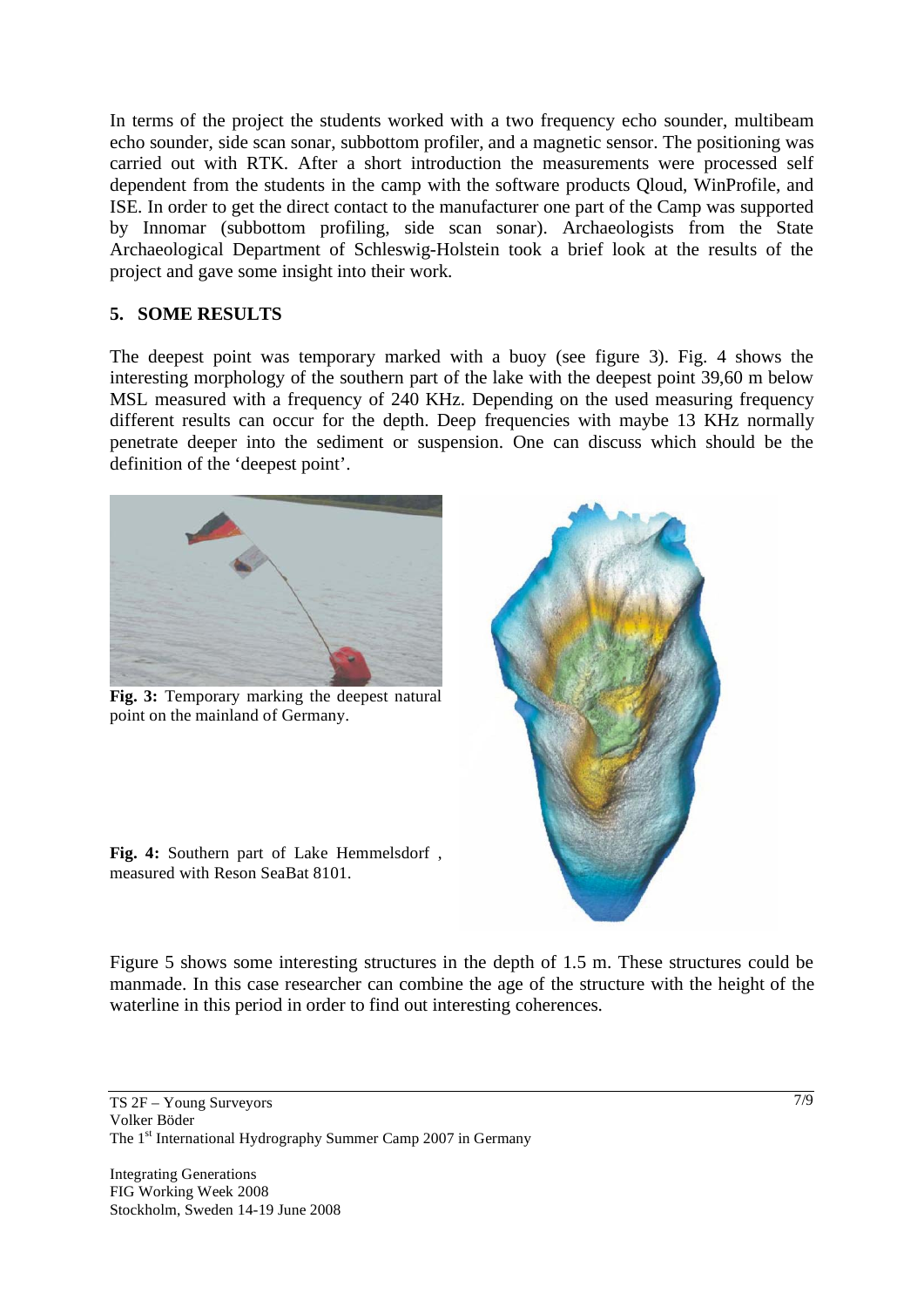In terms of the project the students worked with a two frequency echo sounder, multibeam echo sounder, side scan sonar, subbottom profiler, and a magnetic sensor. The positioning was carried out with RTK. After a short introduction the measurements were processed self dependent from the students in the camp with the software products Qloud, WinProfile, and ISE. In order to get the direct contact to the manufacturer one part of the Camp was supported by Innomar (subbottom profiling, side scan sonar). Archaeologists from the State Archaeological Department of Schleswig-Holstein took a brief look at the results of the project and gave some insight into their work.

## 5. SOME RESULTS

The deepest point was temporary marked with a buoy (see figure 3). Fig. 4 shows the interesting morphology of the southern part of the lake with the deepest point 39,60 m below MSL measured with a frequency of 240 KHz. Depending on the used measuring frequency different results can occur for the depth. Deep frequencies with maybe 13 KHz normally penetrate deeper into the sediment or suspension. One can discuss which should be the definition of the 'deepest point'.

**Fig. 3:** Temporary marking the deepest natural point on the mainland of Germany.

**Fig. 4:** Southern part of Lake Hemmelsdorf , measured with Reson SeaBat 8101.

Figure 5 shows some interesting structures in the depth of 1.5 m. These structures could be manmade. In this case researcher can combine the age of the structure with the height of the waterline in this period in order to find out interesting coherences.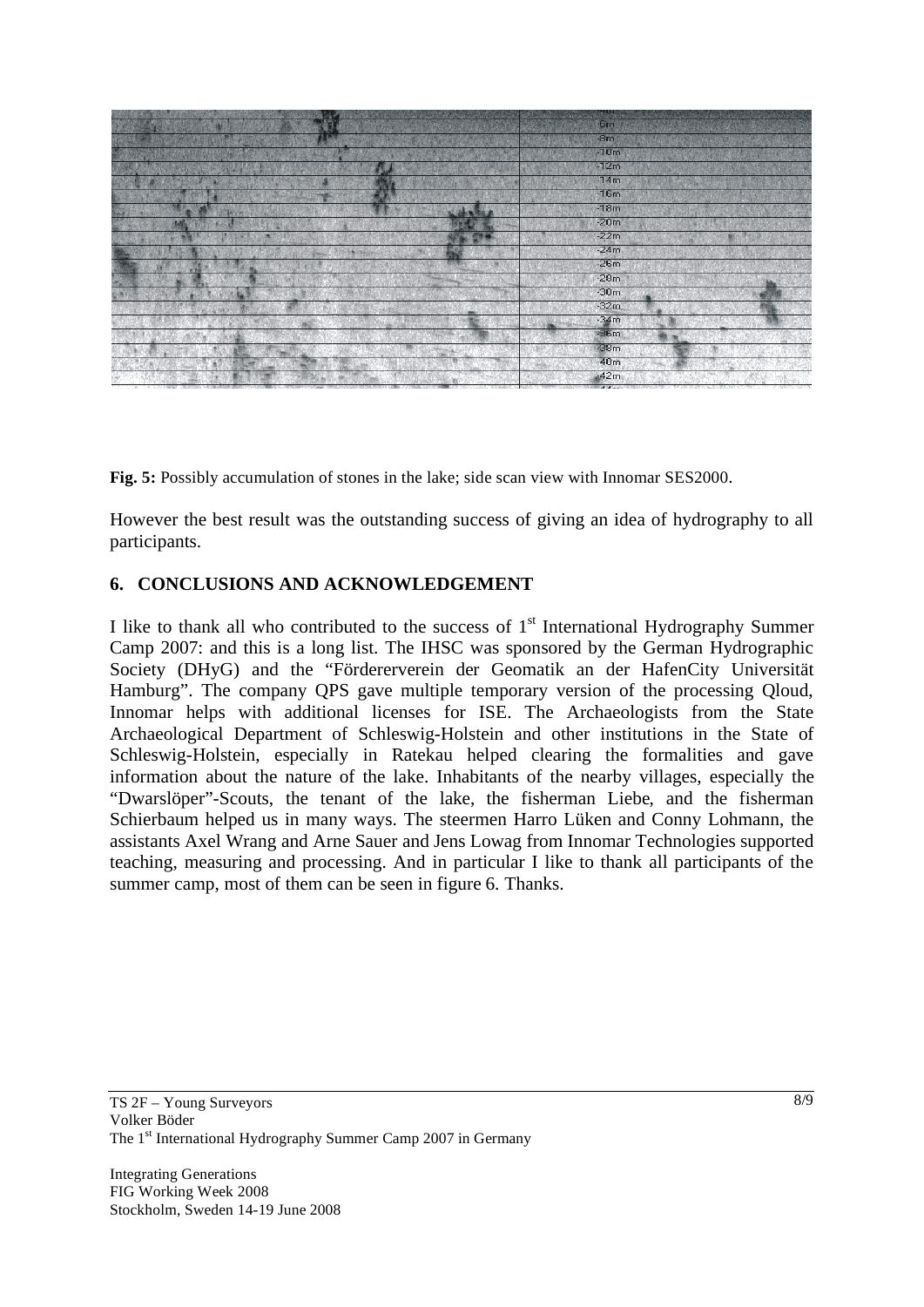**Fig. 5:** Possibly accumulation of stones in the lake; side scan view with Innomar SES2000.

However the best result was the outstanding success of giving an idea of hydrography to all participants.

## 6. CONCLUSIONS AND ACKNOWLEDGEMENT

I like to thank all who contributed to the success of 1st International Hydrography Summer Camp 2007: and this is a long list. The IHSC was sponsored by the German Hydrographic Society (DHyG) and the "Fördererverein der Geomatik an der HafenCity Universität Hamburg". The company QPS gave multiple temporary version of the processing Qloud, Innomar helps with additional licenses for ISE. The Archaeologists from the State Archaeological Department of Schleswig-Holstein and other institutions in the State of Schleswig-Holstein, especially in Ratekau helped clearing the formalities and gave information about the nature of the lake. Inhabitants of the nearby villages, especially the "Dwarslöper"-Scouts, the tenant of the lake, the fisherman Liebe, and the fisherman Schierbaum helped us in many ways. The steermen Harro Lüken and Conny Lohmann, the assistants Axel Wrang and Arne Sauer and Jens Lowag from Innomar Technologies supported teaching, measuring and processing. And in particular I like to thank all participants of the summer camp, most of them can be seen in figure 6. Thanks.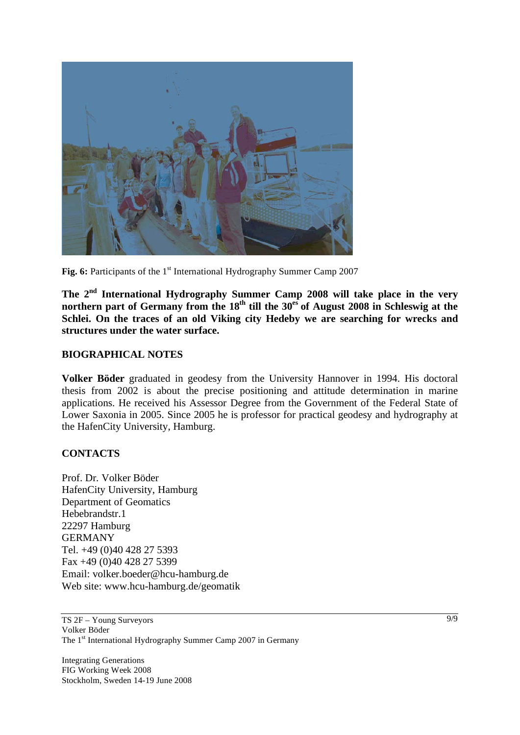**Fig. 6:** Participants of the 1st International Hydrography Summer Camp 2007

**The 2nd International Hydrography Summer Camp 2008 will take place in the very northern part of Germany from the 18th till the 30es of August 2008 in Schleswig at the Schlei. On the traces of an old Viking city Hedeby we are searching for wrecks and structures under the water surface.**

## BIOGRAPHICAL NOTES

**Volker Böder** graduated in geodesy from the University Hannover in 1994. His doctoral thesis from 2002 is about the precise positioning and attitude determination in marine applications. He received his Assessor Degree from the Government of the Federal State of Lower Saxonia in 2005. Since 2005 he is professor for practical geodesy and hydrography at the HafenCity University, Hamburg.

## CONTACTS

Prof. Dr. Volker Böder
HafenCity University, Hamburg
Department of Geomatics
Hebebrandstr.1
22297 Hamburg
GERMANY
Tel. +49 (0)40 428 27 5393
Fax +49 (0)40 428 27 5399
Email: volker.boeder@hcu-hamburg.de
Web site: www.hcu-hamburg.de/geomatik